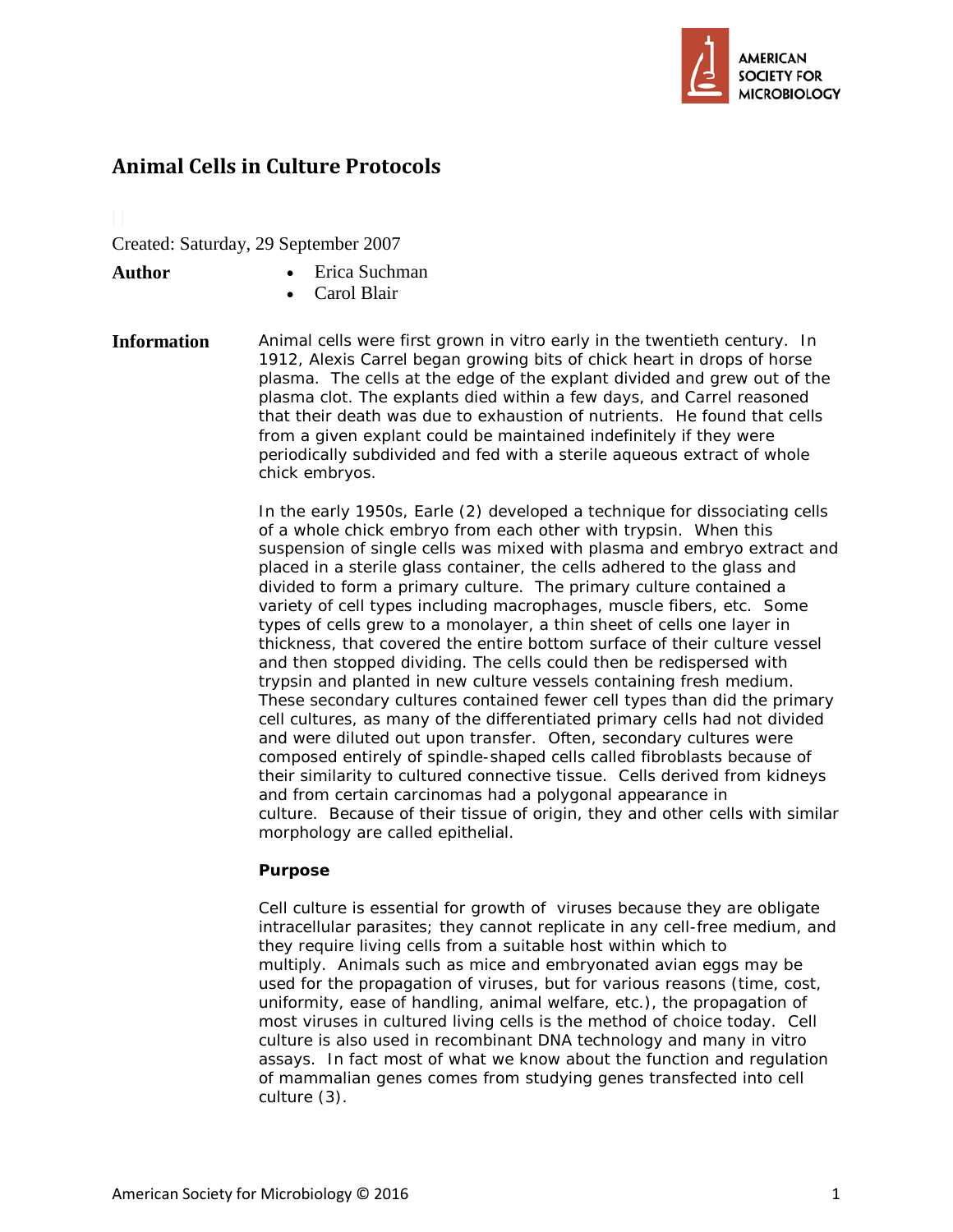# Animal Cells in Culture Protocols

Created: Saturday, 29 September 2007

**Author**

- Erica Suchman
- Carol Blair

**Information**

Animal cells were first grown in vitro early in the twentieth century. In 1912, Alexis Carrel began growing bits of chick heart in drops of horse plasma. The cells at the edge of the explant divided and grew out of the plasma clot. The explants died within a few days, and Carrel reasoned that their death was due to exhaustion of nutrients. He found that cells from a given explant could be maintained indefinitely if they were periodically subdivided and fed with a sterile aqueous extract of whole chick embryos.

In the early 1950s, Earle (2) developed a technique for dissociating cells of a whole chick embryo from each other with trypsin. When this suspension of single cells was mixed with plasma and embryo extract and placed in a sterile glass container, the cells adhered to the glass and divided to form a primary culture. The primary culture contained a variety of cell types including macrophages, muscle fibers, etc. Some types of cells grew to a monolayer, a thin sheet of cells one layer in thickness, that covered the entire bottom surface of their culture vessel and then stopped dividing. The cells could then be redispersed with trypsin and planted in new culture vessels containing fresh medium. These secondary cultures contained fewer cell types than did the primary cell cultures, as many of the differentiated primary cells had not divided and were diluted out upon transfer. Often, secondary cultures were composed entirely of spindle-shaped cells called fibroblasts because of their similarity to cultured connective tissue. Cells derived from kidneys and from certain carcinomas had a polygonal appearance in culture. Because of their tissue of origin, they and other cells with similar morphology are called epithelial.

**Purpose**

Cell culture is essential for growth of viruses because they are obligate intracellular parasites; they cannot replicate in any cell-free medium, and they require living cells from a suitable host within which to multiply. Animals such as mice and embryonated avian eggs may be used for the propagation of viruses, but for various reasons (time, cost, uniformity, ease of handling, animal welfare, etc.), the propagation of most viruses in cultured living cells is the method of choice today. Cell culture is also used in recombinant DNA technology and many in vitro assays. In fact most of what we know about the function and regulation of mammalian genes comes from studying genes transfected into cell culture (3).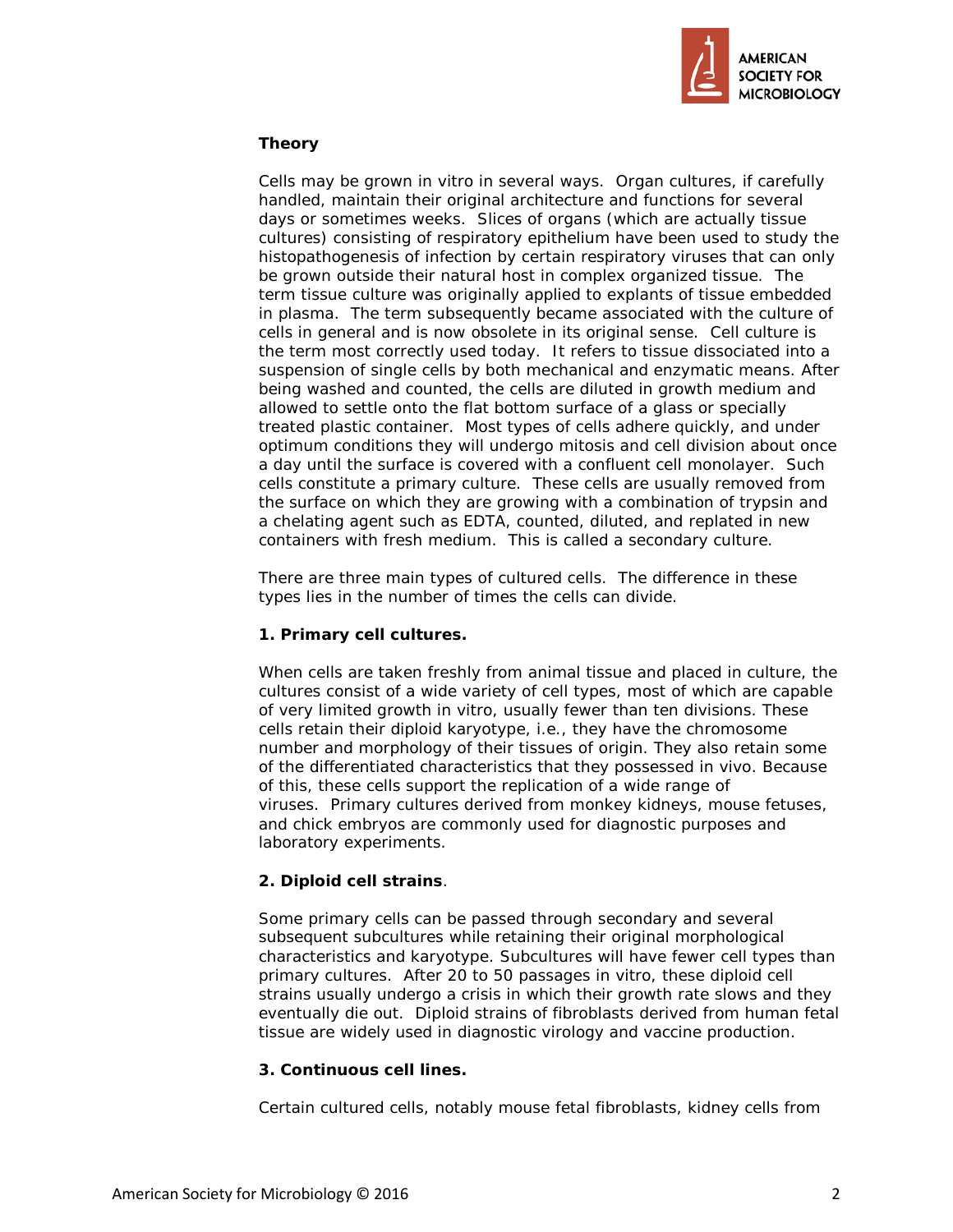**Theory**

Cells may be grown in vitro in several ways. Organ cultures, if carefully handled, maintain their original architecture and functions for several days or sometimes weeks. Slices of organs (which are actually tissue cultures) consisting of respiratory epithelium have been used to study the histopathogenesis of infection by certain respiratory viruses that can only be grown outside their natural host in complex organized tissue. The term tissue culture was originally applied to explants of tissue embedded in plasma. The term subsequently became associated with the culture of cells in general and is now obsolete in its original sense. Cell culture is the term most correctly used today. It refers to tissue dissociated into a suspension of single cells by both mechanical and enzymatic means. After being washed and counted, the cells are diluted in growth medium and allowed to settle onto the flat bottom surface of a glass or specially treated plastic container. Most types of cells adhere quickly, and under optimum conditions they will undergo mitosis and cell division about once a day until the surface is covered with a confluent cell monolayer. Such cells constitute a primary culture. These cells are usually removed from the surface on which they are growing with a combination of trypsin and a chelating agent such as EDTA, counted, diluted, and replated in new containers with fresh medium. This is called a secondary culture.

There are three main types of cultured cells. The difference in these types lies in the number of times the cells can divide.

**1. Primary cell cultures.**

When cells are taken freshly from animal tissue and placed in culture, the cultures consist of a wide variety of cell types, most of which are capable of very limited growth in vitro, usually fewer than ten divisions. These cells retain their diploid karyotype, i.e., they have the chromosome number and morphology of their tissues of origin. They also retain some of the differentiated characteristics that they possessed in vivo. Because of this, these cells support the replication of a wide range of viruses. Primary cultures derived from monkey kidneys, mouse fetuses, and chick embryos are commonly used for diagnostic purposes and laboratory experiments.

**2. Diploid cell strains**.

Some primary cells can be passed through secondary and several subsequent subcultures while retaining their original morphological characteristics and karyotype. Subcultures will have fewer cell types than primary cultures. After 20 to 50 passages in vitro, these diploid cell strains usually undergo a crisis in which their growth rate slows and they eventually die out. Diploid strains of fibroblasts derived from human fetal tissue are widely used in diagnostic virology and vaccine production.

**3. Continuous cell lines.**

Certain cultured cells, notably mouse fetal fibroblasts, kidney cells from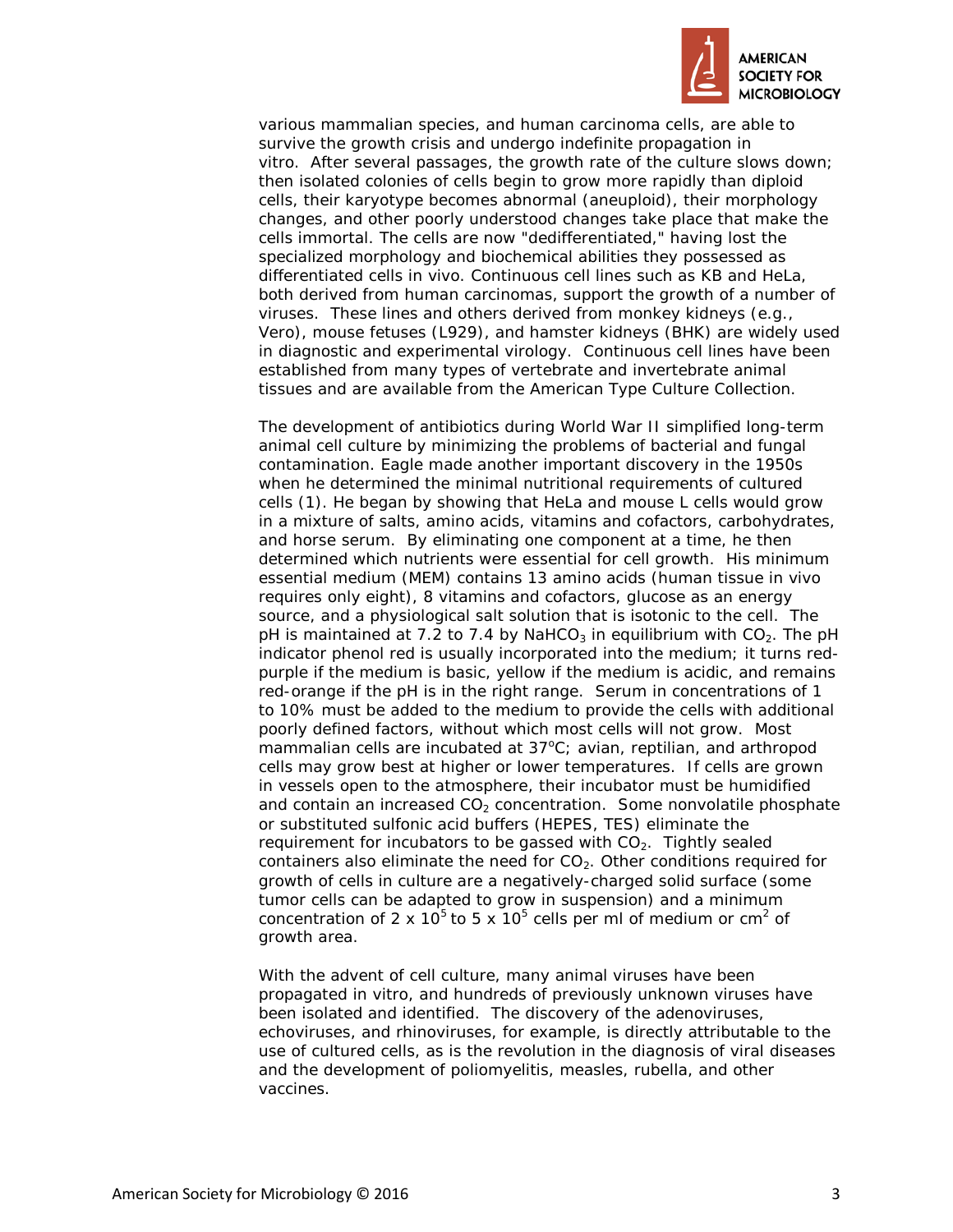various mammalian species, and human carcinoma cells, are able to survive the growth crisis and undergo indefinite propagation in vitro. After several passages, the growth rate of the culture slows down; then isolated colonies of cells begin to grow more rapidly than diploid cells, their karyotype becomes abnormal (aneuploid), their morphology changes, and other poorly understood changes take place that make the cells immortal. The cells are now "dedifferentiated," having lost the specialized morphology and biochemical abilities they possessed as differentiated cells in vivo. Continuous cell lines such as KB and HeLa, both derived from human carcinomas, support the growth of a number of viruses. These lines and others derived from monkey kidneys (e.g., Vero), mouse fetuses (L929), and hamster kidneys (BHK) are widely used in diagnostic and experimental virology. Continuous cell lines have been established from many types of vertebrate and invertebrate animal tissues and are available from the American Type Culture Collection.

The development of antibiotics during World War II simplified long-term animal cell culture by minimizing the problems of bacterial and fungal contamination. Eagle made another important discovery in the 1950s when he determined the minimal nutritional requirements of cultured cells (1). He began by showing that HeLa and mouse L cells would grow in a mixture of salts, amino acids, vitamins and cofactors, carbohydrates, and horse serum. By eliminating one component at a time, he then determined which nutrients were essential for cell growth. His minimum essential medium (MEM) contains 13 amino acids (human tissue in vivo requires only eight), 8 vitamins and cofactors, glucose as an energy source, and a physiological salt solution that is isotonic to the cell. The pH is maintained at 7.2 to 7.4 by $NaHCO_3$ in equilibrium with $CO_2$. The pH indicator phenol red is usually incorporated into the medium; it turns red-purple if the medium is basic, yellow if the medium is acidic, and remains red-orange if the pH is in the right range. Serum in concentrations of 1 to 10% must be added to the medium to provide the cells with additional poorly defined factors, without which most cells will not grow. Most mammalian cells are incubated at 37°C; avian, reptilian, and arthropod cells may grow best at higher or lower temperatures. If cells are grown in vessels open to the atmosphere, their incubator must be humidified and contain an increased $CO_2$ concentration. Some nonvolatile phosphate or substituted sulfonic acid buffers (HEPES, TES) eliminate the requirement for incubators to be gassed with $CO_2$. Tightly sealed containers also eliminate the need for $CO_2$. Other conditions required for growth of cells in culture are a negatively-charged solid surface (some tumor cells can be adapted to grow in suspension) and a minimum concentration of $2 \times 10^5$ to $5 \times 10^5$ cells per ml of medium or $cm^2$ of growth area.

With the advent of cell culture, many animal viruses have been propagated in vitro, and hundreds of previously unknown viruses have been isolated and identified. The discovery of the adenoviruses, echoviruses, and rhinoviruses, for example, is directly attributable to the use of cultured cells, as is the revolution in the diagnosis of viral diseases and the development of poliomyelitis, measles, rubella, and other vaccines.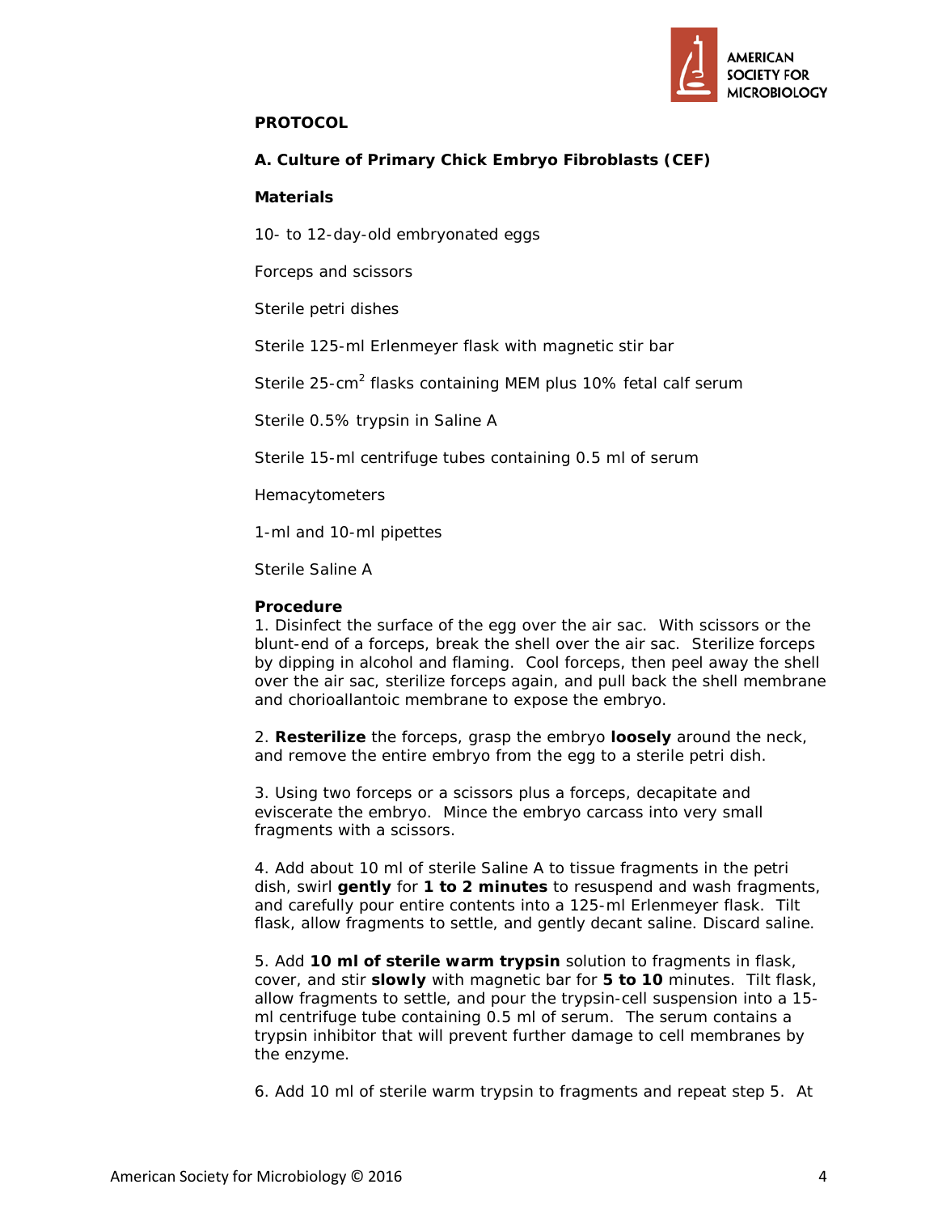**PROTOCOL**

**A. Culture of Primary Chick Embryo Fibroblasts (CEF)**

**Materials**

10- to 12-day-old embryonated eggs

Forceps and scissors

Sterile petri dishes

Sterile 125-ml Erlenmeyer flask with magnetic stir bar

Sterile 25-cm$^2$ flasks containing MEM plus 10% fetal calf serum

Sterile 0.5% trypsin in Saline A

Sterile 15-ml centrifuge tubes containing 0.5 ml of serum

Hemacytometers

1-ml and 10-ml pipettes

Sterile Saline A

**Procedure**

1. Disinfect the surface of the egg over the air sac. With scissors or the blunt-end of a forceps, break the shell over the air sac. Sterilize forceps by dipping in alcohol and flaming. Cool forceps, then peel away the shell over the air sac, sterilize forceps again, and pull back the shell membrane and chorioallantoic membrane to expose the embryo.

2. **Resterilize** the forceps, grasp the embryo **loosely** around the neck, and remove the entire embryo from the egg to a sterile petri dish.

3. Using two forceps or a scissors plus a forceps, decapitate and eviscerate the embryo. Mince the embryo carcass into very small fragments with a scissors.

4. Add about 10 ml of sterile Saline A to tissue fragments in the petri dish, swirl **gently** for **1 to 2 minutes** to resuspend and wash fragments, and carefully pour entire contents into a 125-ml Erlenmeyer flask. Tilt flask, allow fragments to settle, and gently decant saline. Discard saline.

5. Add **10 ml of sterile warm trypsin** solution to fragments in flask, cover, and stir **slowly** with magnetic bar for **5 to 10** minutes. Tilt flask, allow fragments to settle, and pour the trypsin-cell suspension into a 15-ml centrifuge tube containing 0.5 ml of serum. The serum contains a trypsin inhibitor that will prevent further damage to cell membranes by the enzyme.

6. Add 10 ml of sterile warm trypsin to fragments and repeat step 5. At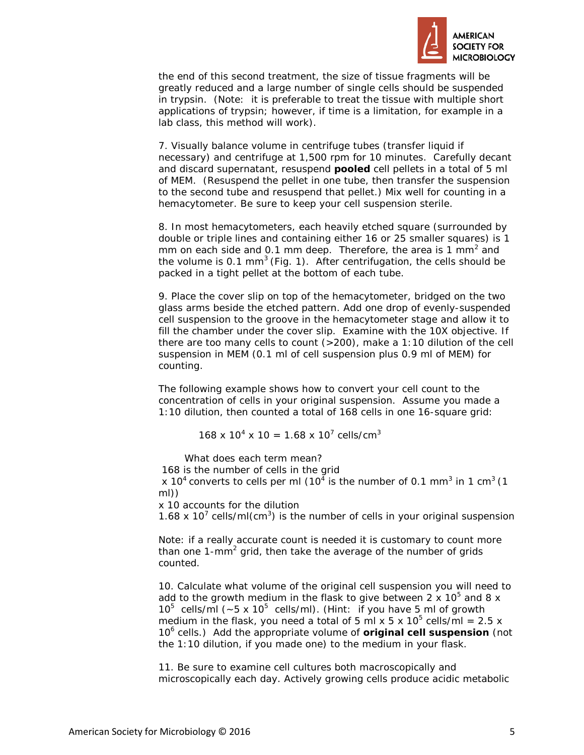the end of this second treatment, the size of tissue fragments will be greatly reduced and a large number of single cells should be suspended in trypsin. (Note: it is preferable to treat the tissue with multiple short applications of trypsin; however, if time is a limitation, for example in a lab class, this method will work).

7. Visually balance volume in centrifuge tubes (transfer liquid if necessary) and centrifuge at 1,500 rpm for 10 minutes. Carefully decant and discard supernatant, resuspend **pooled** cell pellets in a total of 5 ml of MEM. (Resuspend the pellet in one tube, then transfer the suspension to the second tube and resuspend that pellet.) Mix well for counting in a hemacytometer. Be sure to keep your cell suspension sterile.

8. In most hemacytometers, each heavily etched square (surrounded by double or triple lines and containing either 16 or 25 smaller squares) is 1 mm on each side and 0.1 mm deep. Therefore, the area is 1 $mm^2$ and the volume is 0.1 $mm^3$ (Fig. 1). After centrifugation, the cells should be packed in a tight pellet at the bottom of each tube.

9. Place the cover slip on top of the hemacytometer, bridged on the two glass arms beside the etched pattern. Add one drop of evenly-suspended cell suspension to the groove in the hemacytometer stage and allow it to fill the chamber under the cover slip. Examine with the 10X objective. If there are too many cells to count (>200), make a 1:10 dilution of the cell suspension in MEM (0.1 ml of cell suspension plus 0.9 ml of MEM) for counting.

The following example shows how to convert your cell count to the concentration of cells in your original suspension. Assume you made a 1:10 dilution, then counted a total of 168 cells in one 16-square grid:

$$168 \times 10^4 \times 10 = 1.68 \times 10^7 \text{ cells/cm}^3$$

What does each term mean?

168 is the number of cells in the grid

$\times 10^4$ converts to cells per ml ($10^4$ is the number of 0.1 $mm^3$ in 1 $cm^3$ (1 ml))

x 10 accounts for the dilution

$1.68 \times 10^7$ cells/ml($cm^3$) is the number of cells in your original suspension

Note: if a really accurate count is needed it is customary to count more than one 1-$mm^2$ grid, then take the average of the number of grids counted.

10. Calculate what volume of the original cell suspension you will need to add to the growth medium in the flask to give between $2 \times 10^5$ and $8 \times 10^5$ cells/ml (~$5 \times 10^5$ cells/ml). (Hint: if you have 5 ml of growth medium in the flask, you need a total of 5 ml x $5 \times 10^5$ cells/ml = $2.5 \times 10^6$ cells.) Add the appropriate volume of **original cell suspension** (not the 1:10 dilution, if you made one) to the medium in your flask.

11. Be sure to examine cell cultures both macroscopically and microscopically each day. Actively growing cells produce acidic metabolic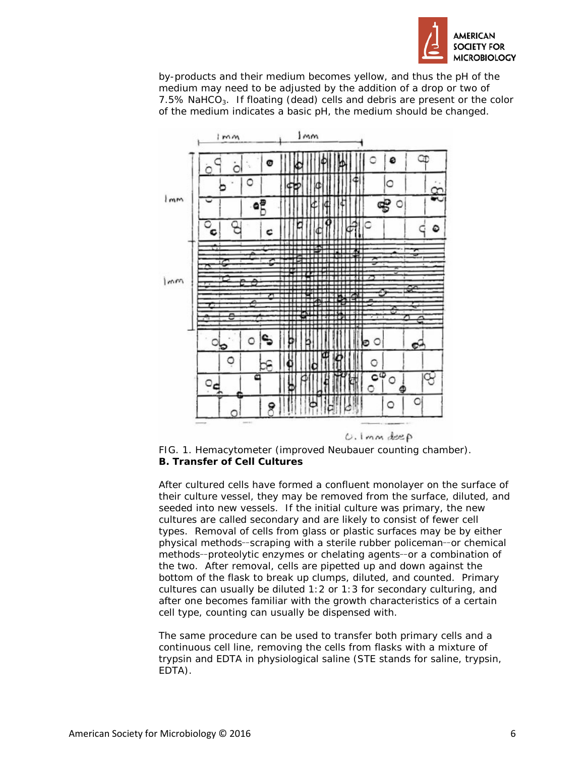by-products and their medium becomes yellow, and thus the pH of the medium may need to be adjusted by the addition of a drop or two of 7.5% $NaHCO_3$. If floating (dead) cells and debris are present or the color of the medium indicates a basic pH, the medium should be changed.

1 mm

1 mm

1 mm

1 mm

0.1 mm deep

FIG. 1. Hemacytometer (improved Neubauer counting chamber).

**B. Transfer of Cell Cultures**

After cultured cells have formed a confluent monolayer on the surface of their culture vessel, they may be removed from the surface, diluted, and seeded into new vessels. If the initial culture was primary, the new cultures are called secondary and are likely to consist of fewer cell types. Removal of cells from glass or plastic surfaces may be by either physical methods--scraping with a sterile rubber policeman--or chemical methods--proteolytic enzymes or chelating agents--or a combination of the two. After removal, cells are pipetted up and down against the bottom of the flask to break up clumps, diluted, and counted. Primary cultures can usually be diluted 1:2 or 1:3 for secondary culturing, and after one becomes familiar with the growth characteristics of a certain cell type, counting can usually be dispensed with.

The same procedure can be used to transfer both primary cells and a continuous cell line, removing the cells from flasks with a mixture of trypsin and EDTA in physiological saline (STE stands for saline, trypsin, EDTA).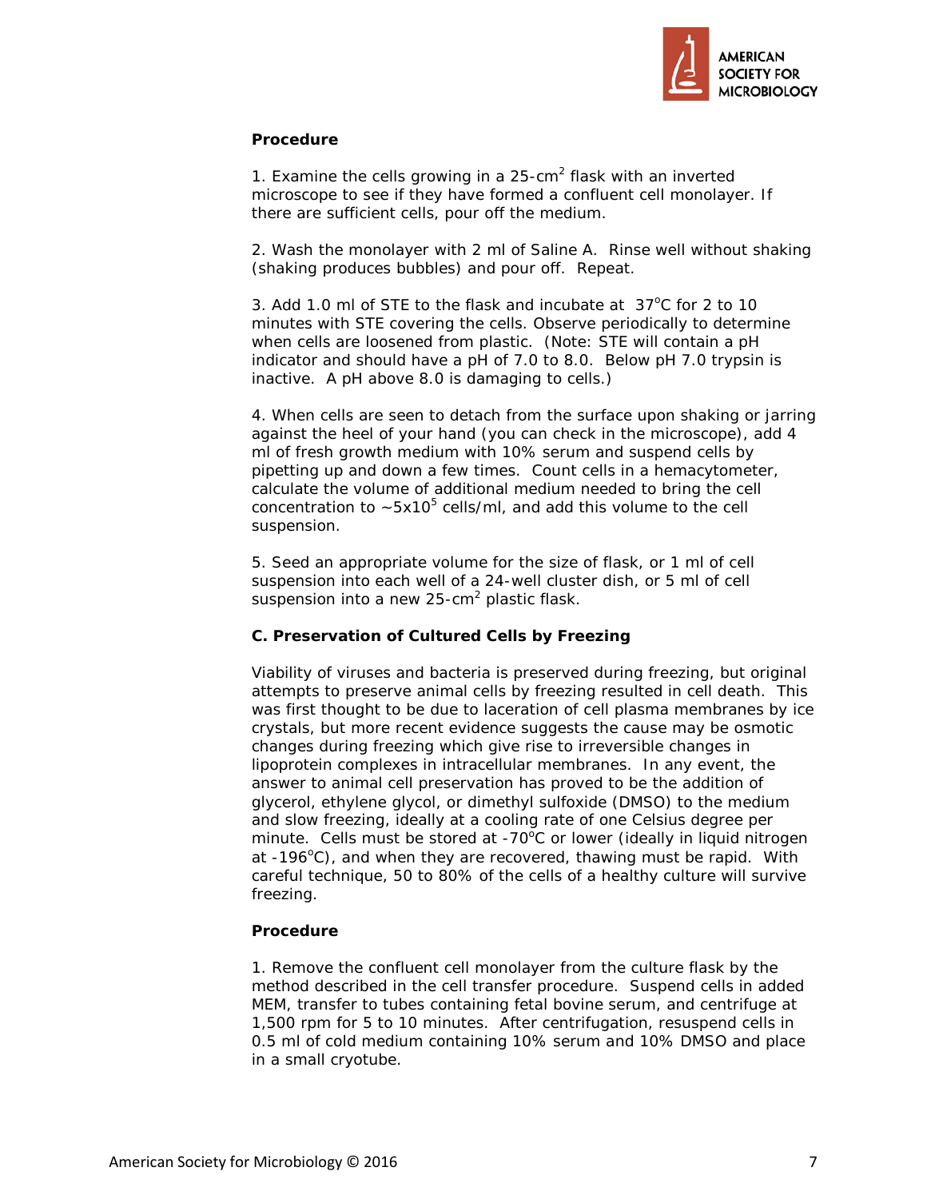**Procedure**

1. Examine the cells growing in a 25-$cm^2$ flask with an inverted microscope to see if they have formed a confluent cell monolayer. If there are sufficient cells, pour off the medium.

2. Wash the monolayer with 2 ml of Saline A. Rinse well without shaking (shaking produces bubbles) and pour off. Repeat.

3. Add 1.0 ml of STE to the flask and incubate at 37°C for 2 to 10 minutes with STE covering the cells. Observe periodically to determine when cells are loosened from plastic. (Note: STE will contain a pH indicator and should have a pH of 7.0 to 8.0. Below pH 7.0 trypsin is inactive. A pH above 8.0 is damaging to cells.)

4. When cells are seen to detach from the surface upon shaking or jarring against the heel of your hand (you can check in the microscope), add 4 ml of fresh growth medium with 10% serum and suspend cells by pipetting up and down a few times. Count cells in a hemacytometer, calculate the volume of additional medium needed to bring the cell concentration to ~$5 \times 10^5$ cells/ml, and add this volume to the cell suspension.

5. Seed an appropriate volume for the size of flask, or 1 ml of cell suspension into each well of a 24-well cluster dish, or 5 ml of cell suspension into a new 25-$cm^2$ plastic flask.

**C. Preservation of Cultured Cells by Freezing**

Viability of viruses and bacteria is preserved during freezing, but original attempts to preserve animal cells by freezing resulted in cell death. This was first thought to be due to laceration of cell plasma membranes by ice crystals, but more recent evidence suggests the cause may be osmotic changes during freezing which give rise to irreversible changes in lipoprotein complexes in intracellular membranes. In any event, the answer to animal cell preservation has proved to be the addition of glycerol, ethylene glycol, or dimethyl sulfoxide (DMSO) to the medium and slow freezing, ideally at a cooling rate of one Celsius degree per minute. Cells must be stored at -70°C or lower (ideally in liquid nitrogen at -196°C), and when they are recovered, thawing must be rapid. With careful technique, 50 to 80% of the cells of a healthy culture will survive freezing.

**Procedure**

1. Remove the confluent cell monolayer from the culture flask by the method described in the cell transfer procedure. Suspend cells in added MEM, transfer to tubes containing fetal bovine serum, and centrifuge at 1,500 rpm for 5 to 10 minutes. After centrifugation, resuspend cells in 0.5 ml of cold medium containing 10% serum and 10% DMSO and place in a small cryotube.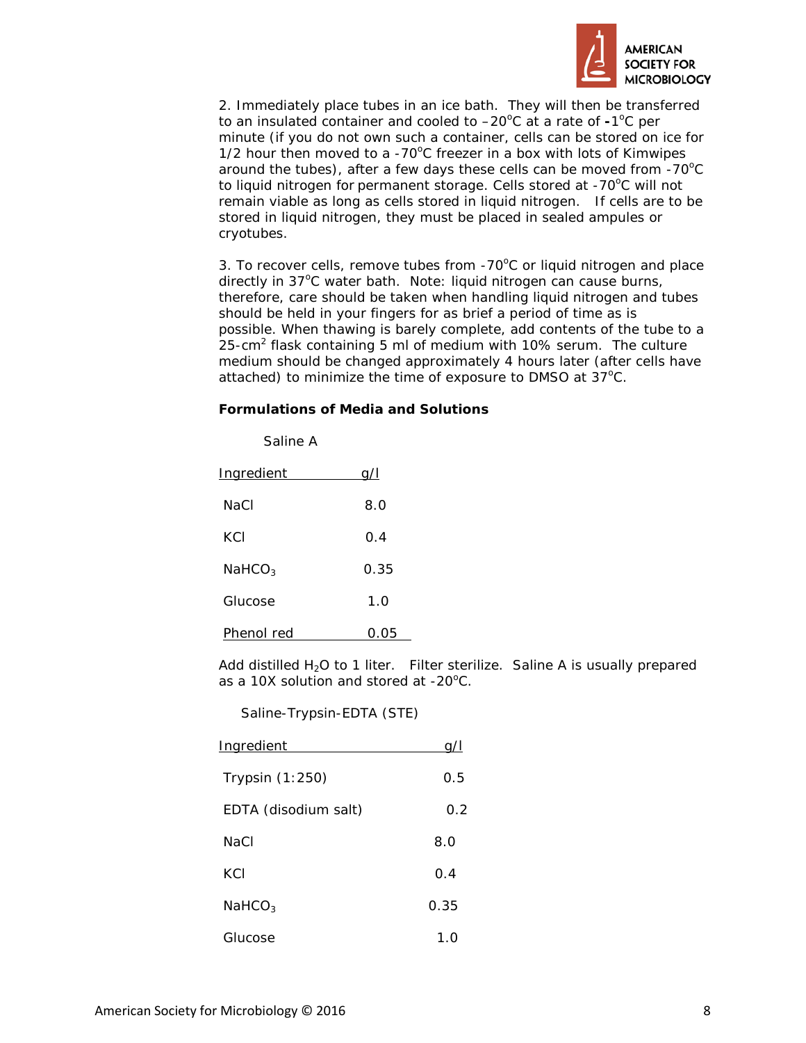2. Immediately place tubes in an ice bath. They will then be transferred to an insulated container and cooled to –20°C at a rate of -1°C per minute (if you do not own such a container, cells can be stored on ice for 1/2 hour then moved to a -70°C freezer in a box with lots of Kimwipes around the tubes), after a few days these cells can be moved from -70°C to liquid nitrogen for permanent storage. Cells stored at -70°C will not remain viable as long as cells stored in liquid nitrogen. If cells are to be stored in liquid nitrogen, they must be placed in sealed ampules or cryotubes.

3. To recover cells, remove tubes from -70°C or liquid nitrogen and place directly in 37°C water bath. Note: liquid nitrogen can cause burns, therefore, care should be taken when handling liquid nitrogen and tubes should be held in your fingers for as brief a period of time as is possible. When thawing is barely complete, add contents of the tube to a 25-cm$^2$ flask containing 5 ml of medium with 10% serum. The culture medium should be changed approximately 4 hours later (after cells have attached) to minimize the time of exposure to DMSO at 37°C.

**Formulations of Media and Solutions**

Saline A

| Ingredient | g/l |
|---|---|
| NaCl | 8.0 |
| KCl | 0.4 |
| $NaHCO_3$ | 0.35 |
| Glucose | 1.0 |
| Phenol red | 0.05 |

Add distilled $H_2O$ to 1 liter. Filter sterilize. Saline A is usually prepared as a 10X solution and stored at -20°C.

Saline-Trypsin-EDTA (STE)

| Ingredient | g/l |
|---|---|
| Trypsin (1:250) | 0.5 |
| EDTA (disodium salt) | 0.2 |
| NaCl | 8.0 |
| KCl | 0.4 |
| $NaHCO_3$ | 0.35 |
| Glucose | 1.0 |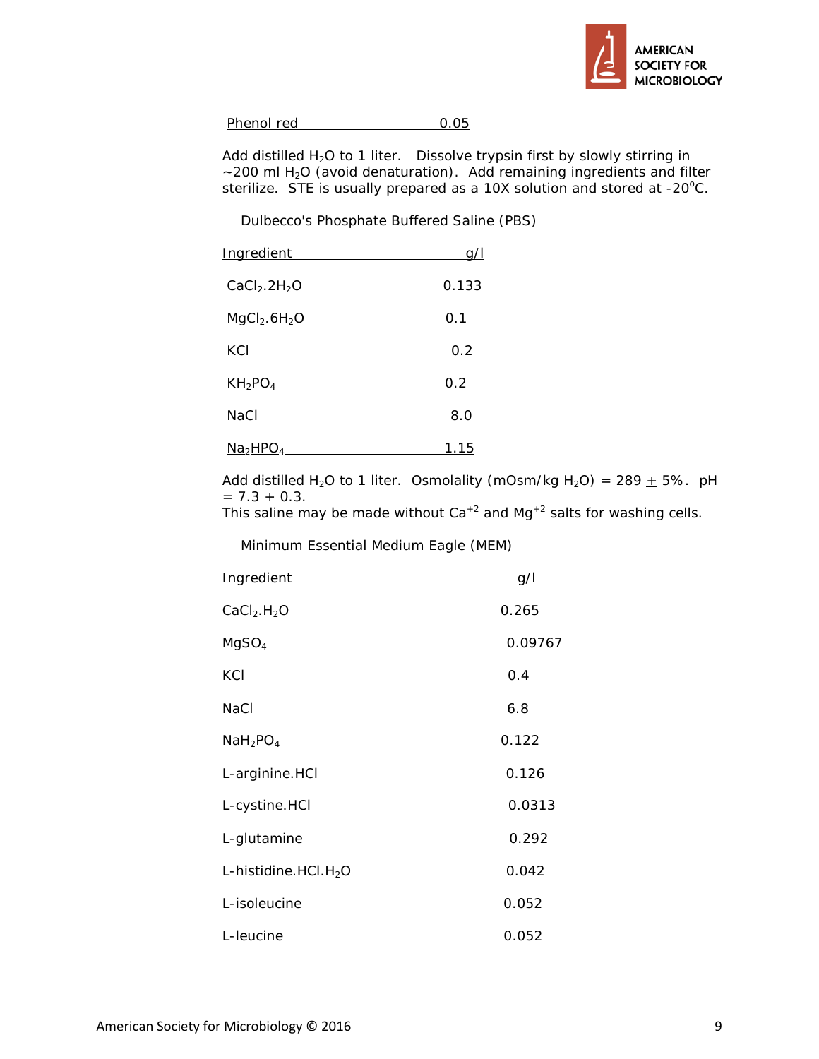| | |
|---|---|
| Phenol red | 0.05 |

Add distilled $H_2O$ to 1 liter. Dissolve trypsin first by slowly stirring in ~200 ml $H_2O$ (avoid denaturation). Add remaining ingredients and filter sterilize. STE is usually prepared as a 10X solution and stored at -20°C.

Dulbecco's Phosphate Buffered Saline (PBS)

| Ingredient | g/l |
|---|---|
| $CaCl_2.2H_2O$ | 0.133 |
| $MgCl_2.6H_2O$ | 0.1 |
| KCl | 0.2 |
| $KH_2PO_4$ | 0.2 |
| NaCl | 8.0 |
| $Na_2HPO_4$ | 1.15 |

Add distilled $H_2O$ to 1 liter. Osmolality (mOsm/kg $H_2O$) = 289 ± 5%. pH = 7.3 ± 0.3.
This saline may be made without $Ca^{+2}$ and $Mg^{+2}$ salts for washing cells.

Minimum Essential Medium Eagle (MEM)

| Ingredient | g/l |
|---|---|
| $CaCl_2.H_2O$ | 0.265 |
| $MgSO_4$ | 0.09767 |
| KCl | 0.4 |
| NaCl | 6.8 |
| $NaH_2PO_4$ | 0.122 |
| L-arginine.HCl | 0.126 |
| L-cystine.HCl | 0.0313 |
| L-glutamine | 0.292 |
| L-histidine.HCl.$H_2O$ | 0.042 |
| L-isoleucine | 0.052 |
| L-leucine | 0.052 |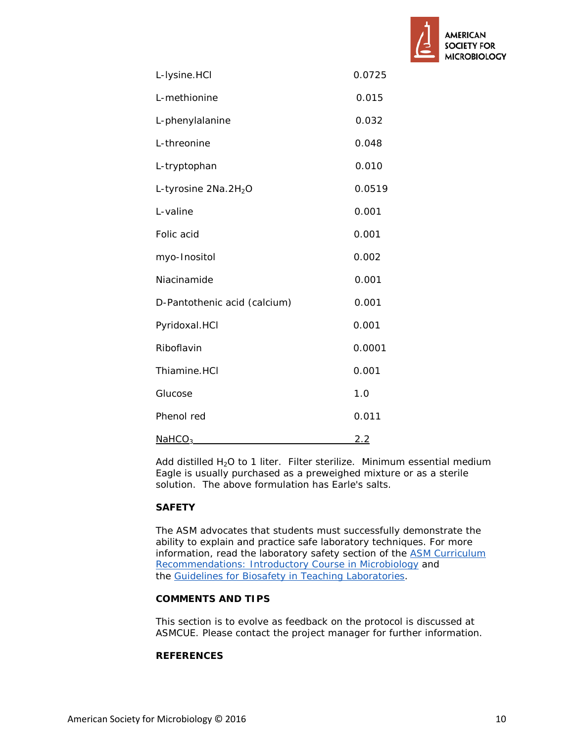| | |
|---|---|
| L-lysine.HCl | 0.0725 |
| L-methionine | 0.015 |
| L-phenylalanine | 0.032 |
| L-threonine | 0.048 |
| L-tryptophan | 0.010 |
| L-tyrosine $2Na.2H_2O$ | 0.0519 |
| L-valine | 0.001 |
| Folic acid | 0.001 |
| myo-Inositol | 0.002 |
| Niacinamide | 0.001 |
| D-Pantothenic acid (calcium) | 0.001 |
| Pyridoxal.HCl | 0.001 |
| Riboflavin | 0.0001 |
| Thiamine.HCl | 0.001 |
| Glucose | 1.0 |
| Phenol red | 0.011 |
| $NaHCO_3$ | 2.2 |

Add distilled $H_2O$ to 1 liter. Filter sterilize. Minimum essential medium Eagle is usually purchased as a preweighed mixture or as a sterile solution. The above formulation has Earle's salts.

**SAFETY**

The ASM advocates that students must successfully demonstrate the ability to explain and practice safe laboratory techniques. For more information, read the laboratory safety section of the ASM Curriculum Recommendations: Introductory Course in Microbiology and the Guidelines for Biosafety in Teaching Laboratories.

**COMMENTS AND TIPS**

This section is to evolve as feedback on the protocol is discussed at ASMCUE. Please contact the project manager for further information.

**REFERENCES**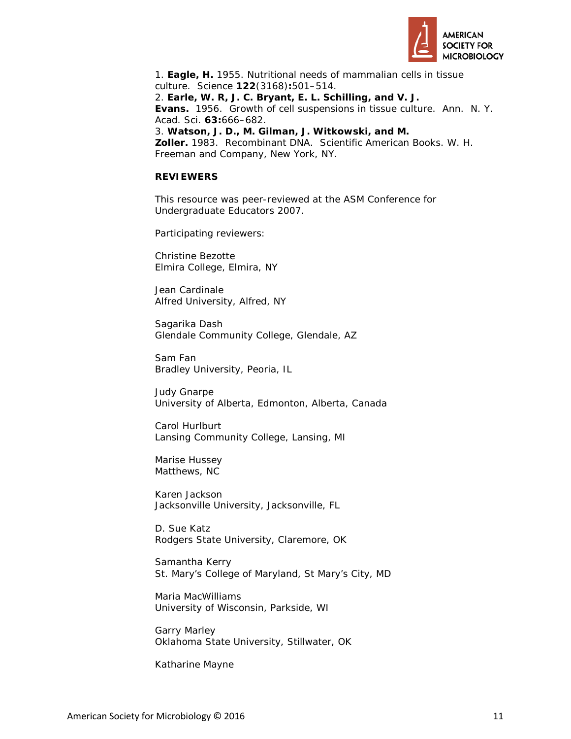1. **Eagle, H.** 1955. Nutritional needs of mammalian cells in tissue culture. Science **122**(3168)**:**501–514.
2. **Earle, W. R, J. C. Bryant, E. L. Schilling, and V. J. Evans.** 1956. Growth of cell suspensions in tissue culture. Ann. N. Y. Acad. Sci. **63:**666–682.
3. **Watson, J. D., M. Gilman, J. Witkowski, and M. Zoller.** 1983. Recombinant DNA. Scientific American Books. W. H. Freeman and Company, New York, NY.

**REVIEWERS**

This resource was peer-reviewed at the ASM Conference for Undergraduate Educators 2007.

Participating reviewers:

Christine Bezotte
Elmira College, Elmira, NY

Jean Cardinale
Alfred University, Alfred, NY

Sagarika Dash
Glendale Community College, Glendale, AZ

Sam Fan
Bradley University, Peoria, IL

Judy Gnarpe
University of Alberta, Edmonton, Alberta, Canada

Carol Hurlburt
Lansing Community College, Lansing, MI

Marise Hussey
Matthews, NC

Karen Jackson
Jacksonville University, Jacksonville, FL

D. Sue Katz
Rodgers State University, Claremore, OK

Samantha Kerry
St. Mary's College of Maryland, St Mary's City, MD

Maria MacWilliams
University of Wisconsin, Parkside, WI

Garry Marley
Oklahoma State University, Stillwater, OK

Katharine Mayne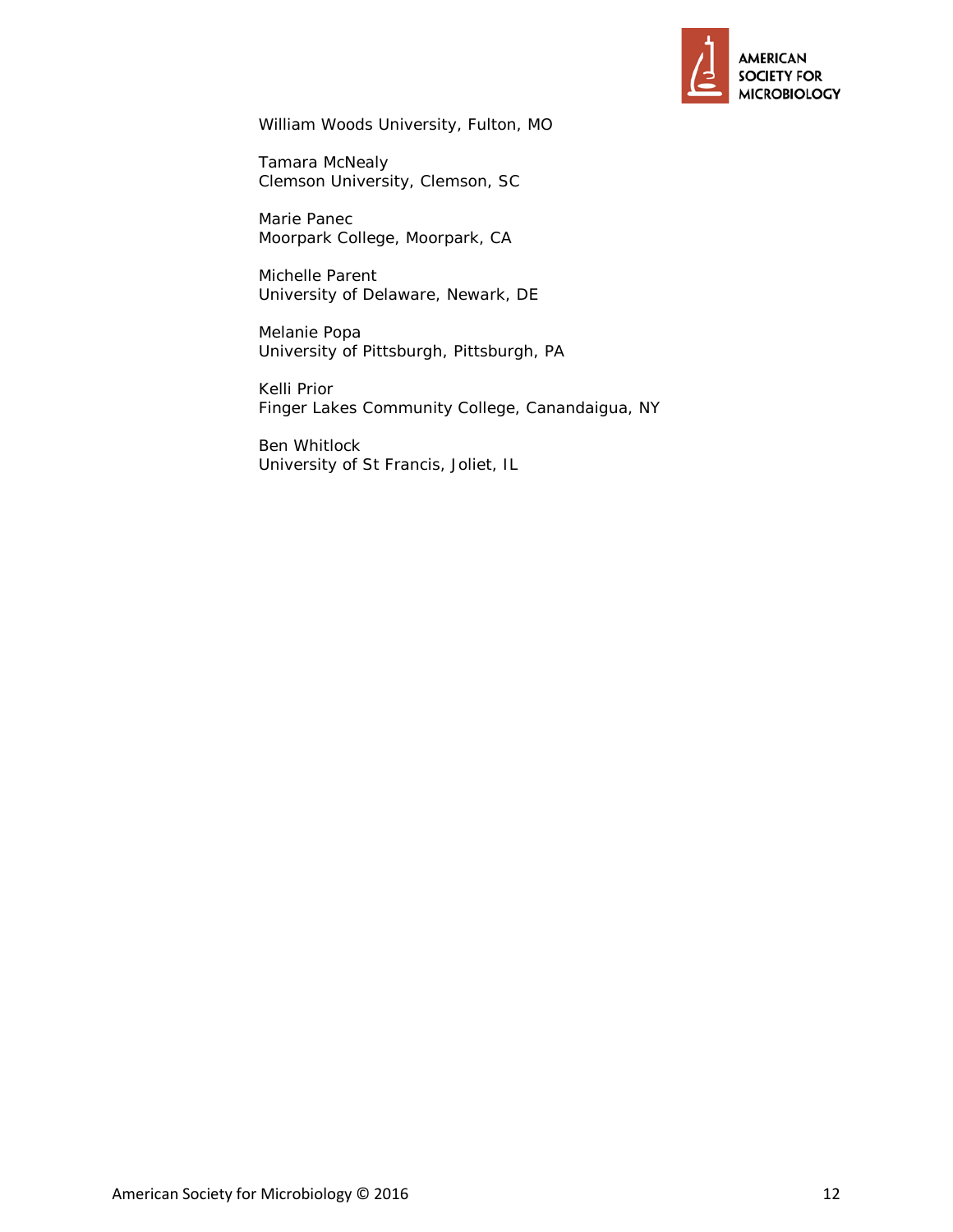William Woods University, Fulton, MO

Tamara McNealy
Clemson University, Clemson, SC

Marie Panec
Moorpark College, Moorpark, CA

Michelle Parent
University of Delaware, Newark, DE

Melanie Popa
University of Pittsburgh, Pittsburgh, PA

Kelli Prior
Finger Lakes Community College, Canandaigua, NY

Ben Whitlock
University of St Francis, Joliet, IL